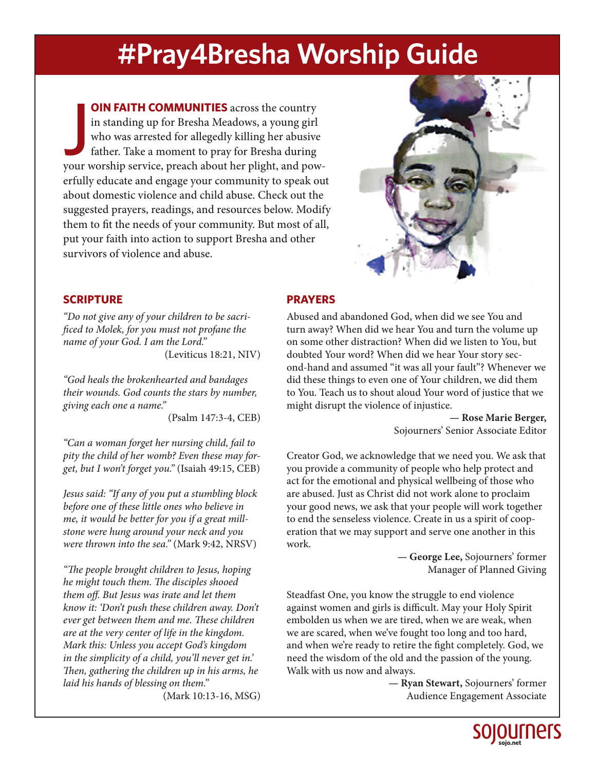# #Pray4Bresha Worship Guide

**JOIN FAITH COMMUNITIES** across the country in standing up for Bresha Meadows, a young girl who was arrested for allegedly killing her abusive father. Take a moment to pray for Bresha during your worship service, preach about her plight, and powerfully educate and engage your community to speak out about domestic violence and child abuse. Check out the suggested prayers, readings, and resources below. Modify them to fit the needs of your community. But most of all, put your faith into action to support Bresha and other survivors of violence and abuse.

## SCRIPTURE

*"Do not give any of your children to be sacrificed to Molek, for you must not profane the name of your God. I am the Lord."*
(Leviticus 18:21, NIV)

*"God heals the brokenhearted and bandages their wounds. God counts the stars by number, giving each one a name."*
(Psalm 147:3-4, CEB)

*"Can a woman forget her nursing child, fail to pity the child of her womb? Even these may forget, but I won't forget you."* (Isaiah 49:15, CEB)

*Jesus said: "If any of you put a stumbling block before one of these little ones who believe in me, it would be better for you if a great millstone were hung around your neck and you were thrown into the sea."* (Mark 9:42, NRSV)

*"The people brought children to Jesus, hoping he might touch them. The disciples shooed them off. But Jesus was irate and let them know it: 'Don't push these children away. Don't ever get between them and me. These children are at the very center of life in the kingdom. Mark this: Unless you accept God's kingdom in the simplicity of a child, you'll never get in.' Then, gathering the children up in his arms, he laid his hands of blessing on them."*
(Mark 10:13-16, MSG)

## PRAYERS

Abused and abandoned God, when did we see You and turn away? When did we hear You and turn the volume up on some other distraction? When did we listen to You, but doubted Your word? When did we hear Your story second-hand and assumed "it was all your fault"? Whenever we did these things to even one of Your children, we did them to You. Teach us to shout aloud Your word of justice that we might disrupt the violence of injustice.

— **Rose Marie Berger,** Sojourners' Senior Associate Editor

Creator God, we acknowledge that we need you. We ask that you provide a community of people who help protect and act for the emotional and physical wellbeing of those who are abused. Just as Christ did not work alone to proclaim your good news, we ask that your people will work together to end the senseless violence. Create in us a spirit of cooperation that we may support and serve one another in this work.

— **George Lee,** Sojourners' former Manager of Planned Giving

Steadfast One, you know the struggle to end violence against women and girls is difficult. May your Holy Spirit embolden us when we are tired, when we are weak, when we are scared, when we've fought too long and too hard, and when we're ready to retire the fight completely. God, we need the wisdom of the old and the passion of the young. Walk with us now and always.

— **Ryan Stewart,** Sojourners' former Audience Engagement Associate

sojourners
sojo.net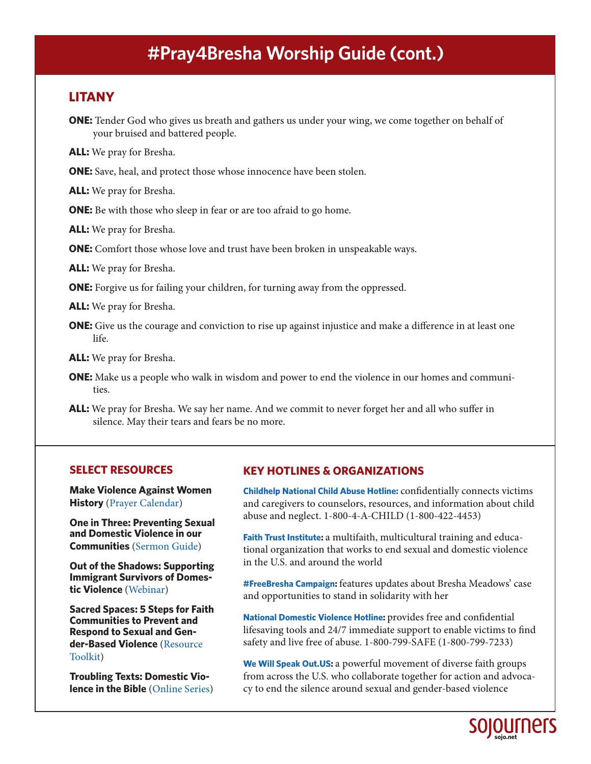# #Pray4Bresha Worship Guide (cont.)

## LITANY

**ONE:** Tender God who gives us breath and gathers us under your wing, we come together on behalf of your bruised and battered people.

**ALL:** We pray for Bresha.

**ONE:** Save, heal, and protect those whose innocence have been stolen.

**ALL:** We pray for Bresha.

**ONE:** Be with those who sleep in fear or are too afraid to go home.

**ALL:** We pray for Bresha.

**ONE:** Comfort those whose love and trust have been broken in unspeakable ways.

**ALL:** We pray for Bresha.

**ONE:** Forgive us for failing your children, for turning away from the oppressed.

**ALL:** We pray for Bresha.

**ONE:** Give us the courage and conviction to rise up against injustice and make a difference in at least one life.

**ALL:** We pray for Bresha.

**ONE:** Make us a people who walk in wisdom and power to end the violence in our homes and communities.

**ALL:** We pray for Bresha. We say her name. And we commit to never forget her and all who suffer in silence. May their tears and fears be no more.

## SELECT RESOURCES

**Make Violence Against Women History** (Prayer Calendar)

**One in Three: Preventing Sexual and Domestic Violence in our Communities** (Sermon Guide)

**Out of the Shadows: Supporting Immigrant Survivors of Domestic Violence** (Webinar)

**Sacred Spaces: 5 Steps for Faith Communities to Prevent and Respond to Sexual and Gender-Based Violence** (Resource Toolkit)

**Troubling Texts: Domestic Violence in the Bible** (Online Series)

## KEY HOTLINES & ORGANIZATIONS

**Childhelp National Child Abuse Hotline:** confidentially connects victims and caregivers to counselors, resources, and information about child abuse and neglect. 1-800-4-A-CHILD (1-800-422-4453)

**Faith Trust Institute:** a multifaith, multicultural training and educational organization that works to end sexual and domestic violence in the U.S. and around the world

**#FreeBresha Campaign:** features updates about Bresha Meadows' case and opportunities to stand in solidarity with her

**National Domestic Violence Hotline:** provides free and confidential lifesaving tools and 24/7 immediate support to enable victims to find safety and live free of abuse. 1-800-799-SAFE (1-800-799-7233)

**We Will Speak Out.US:** a powerful movement of diverse faith groups from across the U.S. who collaborate together for action and advocacy to end the silence around sexual and gender-based violence

sojourners
sojo.net